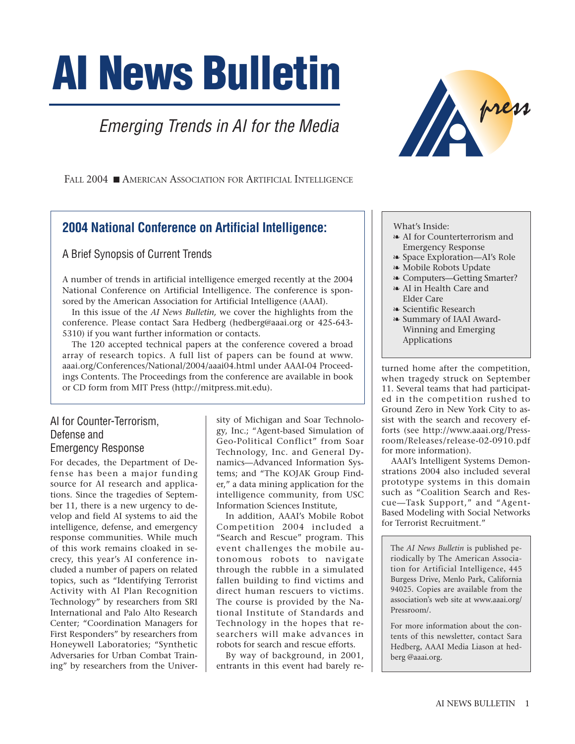# AI News Bulletin

*Emerging Trends in AI for the Media*

FALL 2004 ■ AMERICAN ASSOCIATION FOR ARTIFICIAL INTELLIGENCE

## 2004 National Conference on Artificial Intelligence:

### A Brief Synopsis of Current Trends

A number of trends in artificial intelligence emerged recently at the 2004 National Conference on Artificial Intelligence. The conference is sponsored by the American Association for Artificial Intelligence (AAAI).

In this issue of the *AI News Bulletin,* we cover the highlights from the conference. Please contact Sara Hedberg (hedberg@aaai.org or 425-643-5310) if you want further information or contacts.

The 120 accepted technical papers at the conference covered a broad array of research topics. A full list of papers can be found at www.aaai.org/Conferences/National/2004/aaai04.html under AAAI-04 Proceedings Contents. The Proceedings from the conference are available in book or CD form from MIT Press (http://mitpress.mit.edu).

What's Inside:

- AI for Counterterrorism and Emergency Response
- Space Exploration—AI's Role
- Mobile Robots Update
- Computers—Getting Smarter?
- AI in Health Care and Elder Care
- Scientific Research
- Summary of IAAI Award-Winning and Emerging Applications

### AI for Counter-Terrorism, Defense and Emergency Response

For decades, the Department of Defense has been a major funding source for AI research and applications. Since the tragedies of September 11, there is a new urgency to develop and field AI systems to aid the intelligence, defense, and emergency response communities. While much of this work remains cloaked in secrecy, this year's AI conference included a number of papers on related topics, such as "Identifying Terrorist Activity with AI Plan Recognition Technology" by researchers from SRI International and Palo Alto Research Center; "Coordination Managers for First Responders" by researchers from Honeywell Laboratories; "Synthetic Adversaries for Urban Combat Training" by researchers from the University of Michigan and Soar Technology, Inc.; "Agent-based Simulation of Geo-Political Conflict" from Soar Technology, Inc. and General Dynamics—Advanced Information Systems; and "The KOJAK Group Finder," a data mining application for the intelligence community, from USC Information Sciences Institute,

In addition, AAAI's Mobile Robot Competition 2004 included a "Search and Rescue" program. This event challenges the mobile autonomous robots to navigate through the rubble in a simulated fallen building to find victims and direct human rescuers to victims. The course is provided by the National Institute of Standards and Technology in the hopes that researchers will make advances in robots for search and rescue efforts.

By way of background, in 2001, entrants in this event had barely returned home after the competition, when tragedy struck on September 11. Several teams that had participated in the competition rushed to Ground Zero in New York City to assist with the search and recovery efforts (see http://www.aaai.org/Pressroom/Releases/release-02-0910.pdf for more information).

AAAI's Intelligent Systems Demonstrations 2004 also included several prototype systems in this domain such as "Coalition Search and Rescue—Task Support," and "Agent-Based Modeling with Social Networks for Terrorist Recruitment."

The *AI News Bulletin* is published periodically by The American Association for Artificial Intelligence, 445 Burgess Drive, Menlo Park, California 94025. Copies are available from the association's web site at www.aaai.org/Pressroom/.

For more information about the contents of this newsletter, contact Sara Hedberg, AAAI Media Liason at hedberg @aaai.org.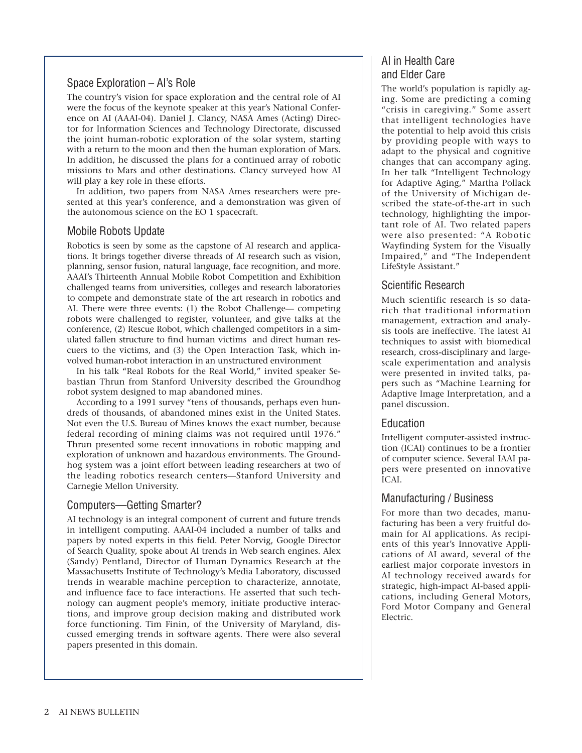## Space Exploration – AI's Role

The country's vision for space exploration and the central role of AI were the focus of the keynote speaker at this year's National Conference on AI (AAAI-04). Daniel J. Clancy, NASA Ames (Acting) Director for Information Sciences and Technology Directorate, discussed the joint human-robotic exploration of the solar system, starting with a return to the moon and then the human exploration of Mars. In addition, he discussed the plans for a continued array of robotic missions to Mars and other destinations. Clancy surveyed how AI will play a key role in these efforts.

In addition, two papers from NASA Ames researchers were presented at this year's conference, and a demonstration was given of the autonomous science on the EO 1 spacecraft.

## Mobile Robots Update

Robotics is seen by some as the capstone of AI research and applications. It brings together diverse threads of AI research such as vision, planning, sensor fusion, natural language, face recognition, and more. AAAI's Thirteenth Annual Mobile Robot Competition and Exhibition challenged teams from universities, colleges and research laboratories to compete and demonstrate state of the art research in robotics and AI. There were three events: (1) the Robot Challenge— competing robots were challenged to register, volunteer, and give talks at the conference, (2) Rescue Robot, which challenged competitors in a simulated fallen structure to find human victims and direct human rescuers to the victims, and (3) the Open Interaction Task, which involved human-robot interaction in an unstructured environment

In his talk "Real Robots for the Real World," invited speaker Sebastian Thrun from Stanford University described the Groundhog robot system designed to map abandoned mines.

According to a 1991 survey "tens of thousands, perhaps even hundreds of thousands, of abandoned mines exist in the United States. Not even the U.S. Bureau of Mines knows the exact number, because federal recording of mining claims was not required until 1976." Thrun presented some recent innovations in robotic mapping and exploration of unknown and hazardous environments. The Groundhog system was a joint effort between leading researchers at two of the leading robotics research centers—Stanford University and Carnegie Mellon University.

## Computers—Getting Smarter?

AI technology is an integral component of current and future trends in intelligent computing. AAAI-04 included a number of talks and papers by noted experts in this field. Peter Norvig, Google Director of Search Quality, spoke about AI trends in Web search engines. Alex (Sandy) Pentland, Director of Human Dynamics Research at the Massachusetts Institute of Technology's Media Laboratory, discussed trends in wearable machine perception to characterize, annotate, and influence face to face interactions. He asserted that such technology can augment people's memory, initiate productive interactions, and improve group decision making and distributed work force functioning. Tim Finin, of the University of Maryland, discussed emerging trends in software agents. There were also several papers presented in this domain.

## AI in Health Care and Elder Care

The world's population is rapidly aging. Some are predicting a coming "crisis in caregiving." Some assert that intelligent technologies have the potential to help avoid this crisis by providing people with ways to adapt to the physical and cognitive changes that can accompany aging. In her talk "Intelligent Technology for Adaptive Aging," Martha Pollack of the University of Michigan described the state-of-the-art in such technology, highlighting the important role of AI. Two related papers were also presented: "A Robotic Wayfinding System for the Visually Impaired," and "The Independent LifeStyle Assistant."

## Scientific Research

Much scientific research is so data-rich that traditional information management, extraction and analysis tools are ineffective. The latest AI techniques to assist with biomedical research, cross-disciplinary and large-scale experimentation and analysis were presented in invited talks, papers such as "Machine Learning for Adaptive Image Interpretation, and a panel discussion.

## Education

Intelligent computer-assisted instruction (ICAI) continues to be a frontier of computer science. Several IAAI papers were presented on innovative ICAI.

## Manufacturing / Business

For more than two decades, manufacturing has been a very fruitful domain for AI applications. As recipients of this year's Innovative Applications of AI award, several of the earliest major corporate investors in AI technology received awards for strategic, high-impact AI-based applications, including General Motors, Ford Motor Company and General Electric.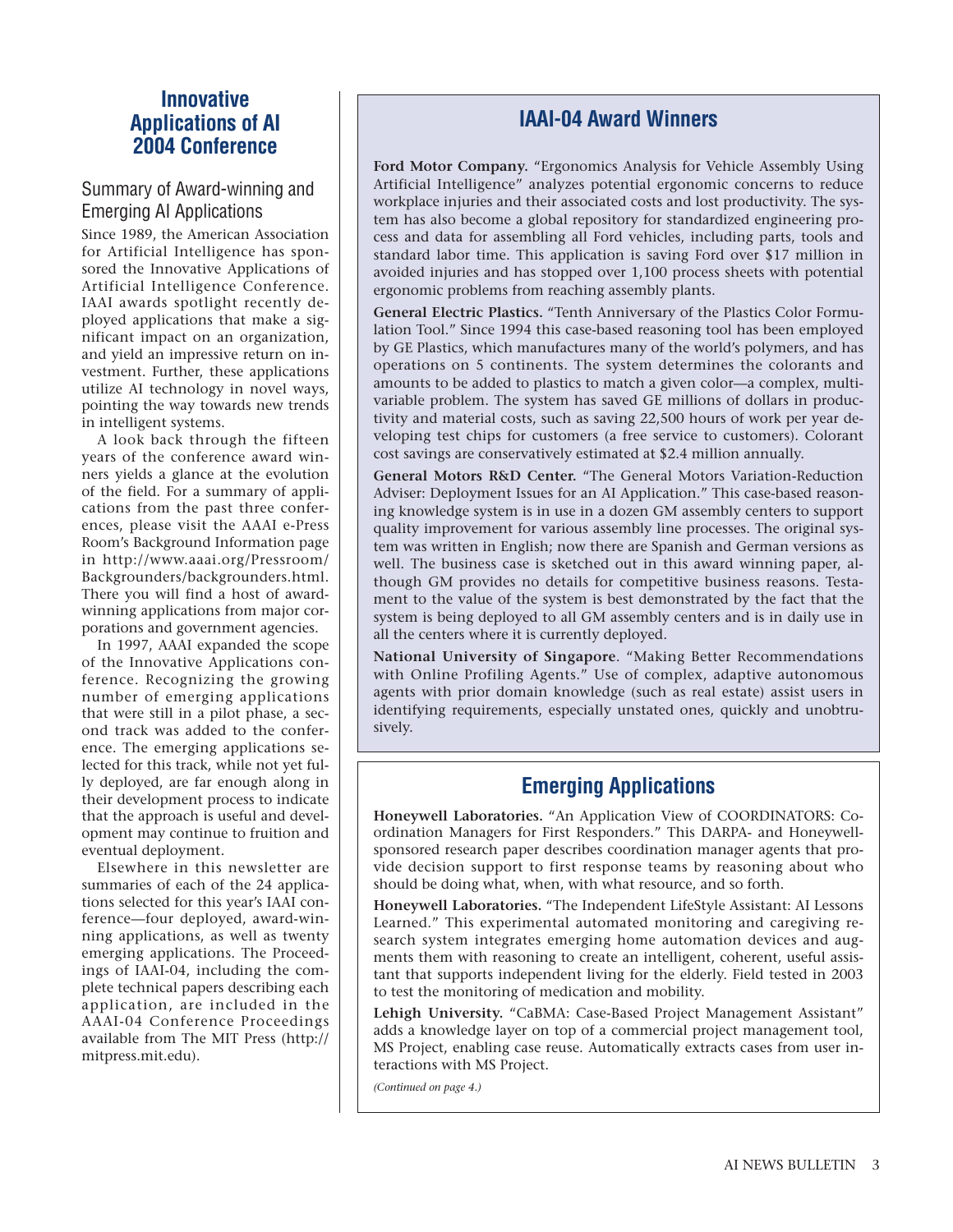# Innovative Applications of AI 2004 Conference

## Summary of Award-winning and Emerging AI Applications

Since 1989, the American Association for Artificial Intelligence has sponsored the Innovative Applications of Artificial Intelligence Conference. IAAI awards spotlight recently deployed applications that make a significant impact on an organization, and yield an impressive return on investment. Further, these applications utilize AI technology in novel ways, pointing the way towards new trends in intelligent systems.

A look back through the fifteen years of the conference award winners yields a glance at the evolution of the field. For a summary of applications from the past three conferences, please visit the AAAI e-Press Room's Background Information page in http://www.aaai.org/Pressroom/Backgrounders/backgrounders.html. There you will find a host of award-winning applications from major corporations and government agencies.

In 1997, AAAI expanded the scope of the Innovative Applications conference. Recognizing the growing number of emerging applications that were still in a pilot phase, a second track was added to the conference. The emerging applications selected for this track, while not yet fully deployed, are far enough along in their development process to indicate that the approach is useful and development may continue to fruition and eventual deployment.

Elsewhere in this newsletter are summaries of each of the 24 applications selected for this year's IAAI conference—four deployed, award-winning applications, as well as twenty emerging applications. The Proceedings of IAAI-04, including the complete technical papers describing each application, are included in the AAAI-04 Conference Proceedings available from The MIT Press (http://mitpress.mit.edu).

## IAAI-04 Award Winners

**Ford Motor Company.** "Ergonomics Analysis for Vehicle Assembly Using Artificial Intelligence" analyzes potential ergonomic concerns to reduce workplace injuries and their associated costs and lost productivity. The system has also become a global repository for standardized engineering process and data for assembling all Ford vehicles, including parts, tools and standard labor time. This application is saving Ford over $17 million in avoided injuries and has stopped over 1,100 process sheets with potential ergonomic problems from reaching assembly plants.

**General Electric Plastics.** "Tenth Anniversary of the Plastics Color Formulation Tool." Since 1994 this case-based reasoning tool has been employed by GE Plastics, which manufactures many of the world's polymers, and has operations on 5 continents. The system determines the colorants and amounts to be added to plastics to match a given color—a complex, multivariable problem. The system has saved GE millions of dollars in productivity and material costs, such as saving 22,500 hours of work per year developing test chips for customers (a free service to customers). Colorant cost savings are conservatively estimated at $2.4 million annually.

**General Motors R&D Center.** "The General Motors Variation-Reduction Adviser: Deployment Issues for an AI Application." This case-based reasoning knowledge system is in use in a dozen GM assembly centers to support quality improvement for various assembly line processes. The original system was written in English; now there are Spanish and German versions as well. The business case is sketched out in this award winning paper, although GM provides no details for competitive business reasons. Testament to the value of the system is best demonstrated by the fact that the system is being deployed to all GM assembly centers and is in daily use in all the centers where it is currently deployed.

**National University of Singapore**. "Making Better Recommendations with Online Profiling Agents." Use of complex, adaptive autonomous agents with prior domain knowledge (such as real estate) assist users in identifying requirements, especially unstated ones, quickly and unobtrusively.

## Emerging Applications

**Honeywell Laboratories.** "An Application View of COORDINATORS: Coordination Managers for First Responders." This DARPA- and Honeywell-sponsored research paper describes coordination manager agents that provide decision support to first response teams by reasoning about who should be doing what, when, with what resource, and so forth.

**Honeywell Laboratories.** "The Independent LifeStyle Assistant: AI Lessons Learned." This experimental automated monitoring and caregiving research system integrates emerging home automation devices and augments them with reasoning to create an intelligent, coherent, useful assistant that supports independent living for the elderly. Field tested in 2003 to test the monitoring of medication and mobility.

**Lehigh University.** "CaBMA: Case-Based Project Management Assistant" adds a knowledge layer on top of a commercial project management tool, MS Project, enabling case reuse. Automatically extracts cases from user interactions with MS Project.

*(Continued on page 4.)*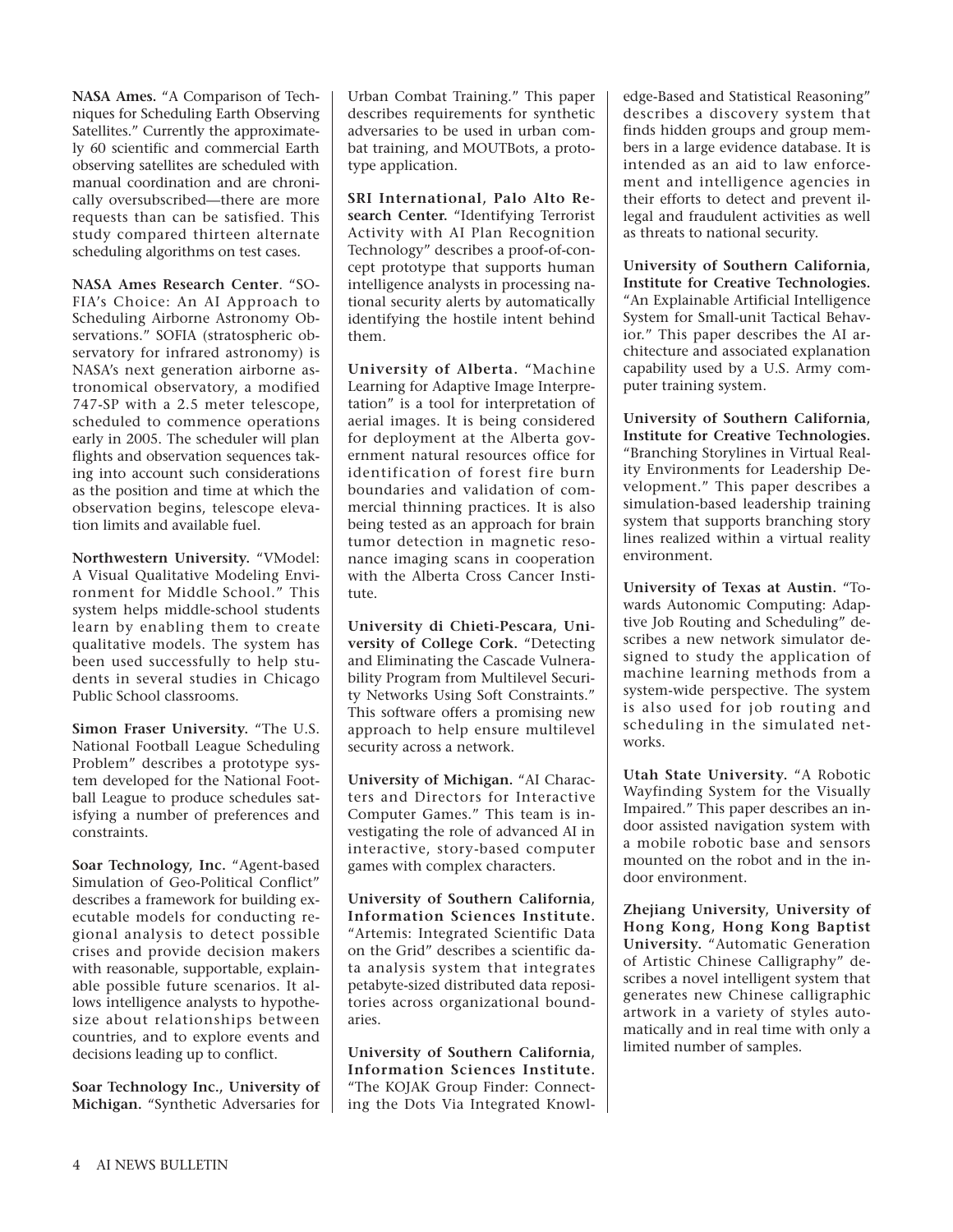**NASA Ames.** "A Comparison of Techniques for Scheduling Earth Observing Satellites." Currently the approximately 60 scientific and commercial Earth observing satellites are scheduled with manual coordination and are chronically oversubscribed—there are more requests than can be satisfied. This study compared thirteen alternate scheduling algorithms on test cases.

**NASA Ames Research Center**. "SOFIA's Choice: An AI Approach to Scheduling Airborne Astronomy Observations." SOFIA (stratospheric observatory for infrared astronomy) is NASA's next generation airborne astronomical observatory, a modified 747-SP with a 2.5 meter telescope, scheduled to commence operations early in 2005. The scheduler will plan flights and observation sequences taking into account such considerations as the position and time at which the observation begins, telescope elevation limits and available fuel.

**Northwestern University.** "VModel: A Visual Qualitative Modeling Environment for Middle School." This system helps middle-school students learn by enabling them to create qualitative models. The system has been used successfully to help students in several studies in Chicago Public School classrooms.

**Simon Fraser University.** "The U.S. National Football League Scheduling Problem" describes a prototype system developed for the National Football League to produce schedules satisfying a number of preferences and constraints.

**Soar Technology, Inc.** "Agent-based Simulation of Geo-Political Conflict" describes a framework for building executable models for conducting regional analysis to detect possible crises and provide decision makers with reasonable, supportable, explainable possible future scenarios. It allows intelligence analysts to hypothesize about relationships between countries, and to explore events and decisions leading up to conflict.

**Soar Technology Inc., University of Michigan.** "Synthetic Adversaries for Urban Combat Training." This paper describes requirements for synthetic adversaries to be used in urban combat training, and MOUTBots, a prototype application.

**SRI International, Palo Alto Research Center.** "Identifying Terrorist Activity with AI Plan Recognition Technology" describes a proof-of-concept prototype that supports human intelligence analysts in processing national security alerts by automatically identifying the hostile intent behind them.

**University of Alberta.** "Machine Learning for Adaptive Image Interpretation" is a tool for interpretation of aerial images. It is being considered for deployment at the Alberta government natural resources office for identification of forest fire burn boundaries and validation of commercial thinning practices. It is also being tested as an approach for brain tumor detection in magnetic resonance imaging scans in cooperation with the Alberta Cross Cancer Institute.

**University di Chieti-Pescara, University of College Cork.** "Detecting and Eliminating the Cascade Vulnerability Program from Multilevel Security Networks Using Soft Constraints." This software offers a promising new approach to help ensure multilevel security across a network.

**University of Michigan.** "AI Characters and Directors for Interactive Computer Games." This team is investigating the role of advanced AI in interactive, story-based computer games with complex characters.

**University of Southern California, Information Sciences Institute.** "Artemis: Integrated Scientific Data on the Grid" describes a scientific data analysis system that integrates petabyte-sized distributed data repositories across organizational boundaries.

**University of Southern California, Information Sciences Institute.** "The KOJAK Group Finder: Connecting the Dots Via Integrated Knowledge-Based and Statistical Reasoning" describes a discovery system that finds hidden groups and group members in a large evidence database. It is intended as an aid to law enforcement and intelligence agencies in their efforts to detect and prevent illegal and fraudulent activities as well as threats to national security.

**University of Southern California, Institute for Creative Technologies.** "An Explainable Artificial Intelligence System for Small-unit Tactical Behavior." This paper describes the AI architecture and associated explanation capability used by a U.S. Army computer training system.

**University of Southern California, Institute for Creative Technologies.** "Branching Storylines in Virtual Reality Environments for Leadership Development." This paper describes a simulation-based leadership training system that supports branching story lines realized within a virtual reality environment.

**University of Texas at Austin.** "Towards Autonomic Computing: Adaptive Job Routing and Scheduling" describes a new network simulator designed to study the application of machine learning methods from a system-wide perspective. The system is also used for job routing and scheduling in the simulated networks.

**Utah State University.** "A Robotic Wayfinding System for the Visually Impaired." This paper describes an indoor assisted navigation system with a mobile robotic base and sensors mounted on the robot and in the indoor environment.

**Zhejiang University, University of Hong Kong, Hong Kong Baptist University.** "Automatic Generation of Artistic Chinese Calligraphy" describes a novel intelligent system that generates new Chinese calligraphic artwork in a variety of styles automatically and in real time with only a limited number of samples.